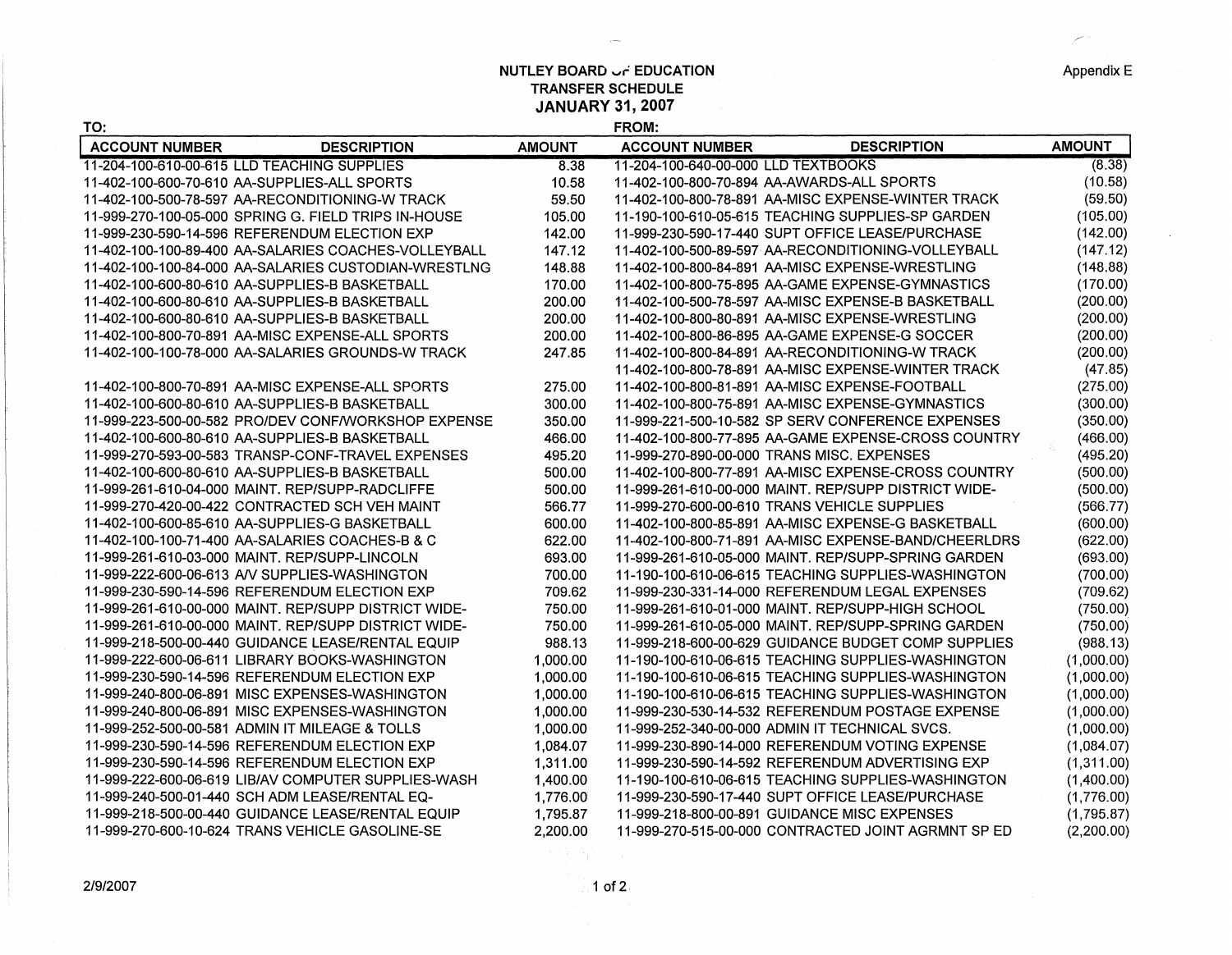# NUTLEY BOARD OF EDUCATION
## TRANSFER SCHEDULE
## JANUARY 31, 2007

Appendix E

| TO: ACCOUNT NUMBER | DESCRIPTION | AMOUNT | FROM: ACCOUNT NUMBER | DESCRIPTION | AMOUNT |
|---|---|---|---|---|---|
| 11-204-100-610-00-615 | LLD TEACHING SUPPLIES | 8.38 | 11-204-100-640-00-000 | LLD TEXTBOOKS | (8.38) |
| 11-402-100-600-70-610 | AA-SUPPLIES-ALL SPORTS | 10.58 | 11-402-100-800-70-894 | AA-AWARDS-ALL SPORTS | (10.58) |
| 11-402-100-500-78-597 | AA-RECONDITIONING-W TRACK | 59.50 | 11-402-100-800-78-891 | AA-MISC EXPENSE-WINTER TRACK | (59.50) |
| 11-999-270-100-05-000 | SPRING G. FIELD TRIPS IN-HOUSE | 105.00 | 11-190-100-610-05-615 | TEACHING SUPPLIES-SP GARDEN | (105.00) |
| 11-999-230-590-14-596 | REFERENDUM ELECTION EXP | 142.00 | 11-999-230-590-17-440 | SUPT OFFICE LEASE/PURCHASE | (142.00) |
| 11-402-100-100-89-400 | AA-SALARIES COACHES-VOLLEYBALL | 147.12 | 11-402-100-500-89-597 | AA-RECONDITIONING-VOLLEYBALL | (147.12) |
| 11-402-100-100-84-000 | AA-SALARIES CUSTODIAN-WRESTLNG | 148.88 | 11-402-100-800-84-891 | AA-MISC EXPENSE-WRESTLING | (148.88) |
| 11-402-100-600-80-610 | AA-SUPPLIES-B BASKETBALL | 170.00 | 11-402-100-800-75-895 | AA-GAME EXPENSE-GYMNASTICS | (170.00) |
| 11-402-100-600-80-610 | AA-SUPPLIES-B BASKETBALL | 200.00 | 11-402-100-500-78-597 | AA-MISC EXPENSE-B BASKETBALL | (200.00) |
| 11-402-100-600-80-610 | AA-SUPPLIES-B BASKETBALL | 200.00 | 11-402-100-800-80-891 | AA-MISC EXPENSE-WRESTLING | (200.00) |
| 11-402-100-800-70-891 | AA-MISC EXPENSE-ALL SPORTS | 200.00 | 11-402-100-800-86-895 | AA-GAME EXPENSE-G SOCCER | (200.00) |
| 11-402-100-100-78-000 | AA-SALARIES GROUNDS-W TRACK | 247.85 | 11-402-100-800-84-891 | AA-RECONDITIONING-W TRACK | (200.00) |
| | | | 11-402-100-800-78-891 | AA-MISC EXPENSE-WINTER TRACK | (47.85) |
| 11-402-100-800-70-891 | AA-MISC EXPENSE-ALL SPORTS | 275.00 | 11-402-100-800-81-891 | AA-MISC EXPENSE-FOOTBALL | (275.00) |
| 11-402-100-600-80-610 | AA-SUPPLIES-B BASKETBALL | 300.00 | 11-402-100-800-75-891 | AA-MISC EXPENSE-GYMNASTICS | (300.00) |
| 11-999-223-500-00-582 | PRO/DEV CONF/WORKSHOP EXPENSE | 350.00 | 11-999-221-500-10-582 | SP SERV CONFERENCE EXPENSES | (350.00) |
| 11-402-100-600-80-610 | AA-SUPPLIES-B BASKETBALL | 466.00 | 11-402-100-800-77-895 | AA-GAME EXPENSE-CROSS COUNTRY | (466.00) |
| 11-999-270-593-00-583 | TRANSP-CONF-TRAVEL EXPENSES | 495.20 | 11-999-270-890-00-000 | TRANS MISC. EXPENSES | (495.20) |
| 11-402-100-600-80-610 | AA-SUPPLIES-B BASKETBALL | 500.00 | 11-402-100-800-77-891 | AA-MISC EXPENSE-CROSS COUNTRY | (500.00) |
| 11-999-261-610-04-000 | MAINT. REP/SUPP-RADCLIFFE | 500.00 | 11-999-261-610-00-000 | MAINT. REP/SUPP DISTRICT WIDE- | (500.00) |
| 11-999-270-420-00-422 | CONTRACTED SCH VEH MAINT | 566.77 | 11-999-270-600-00-610 | TRANS VEHICLE SUPPLIES | (566.77) |
| 11-402-100-600-85-610 | AA-SUPPLIES-G BASKETBALL | 600.00 | 11-402-100-800-85-891 | AA-MISC EXPENSE-G BASKETBALL | (600.00) |
| 11-402-100-100-71-400 | AA-SALARIES COACHES-B & C | 622.00 | 11-402-100-800-71-891 | AA-MISC EXPENSE-BAND/CHEERLDRS | (622.00) |
| 11-999-261-610-03-000 | MAINT. REP/SUPP-LINCOLN | 693.00 | 11-999-261-610-05-000 | MAINT. REP/SUPP-SPRING GARDEN | (693.00) |
| 11-999-222-600-06-613 | A/V SUPPLIES-WASHINGTON | 700.00 | 11-190-100-610-06-615 | TEACHING SUPPLIES-WASHINGTON | (700.00) |
| 11-999-230-590-14-596 | REFERENDUM ELECTION EXP | 709.62 | 11-999-230-331-14-000 | REFERENDUM LEGAL EXPENSES | (709.62) |
| 11-999-261-610-00-000 | MAINT. REP/SUPP DISTRICT WIDE- | 750.00 | 11-999-261-610-01-000 | MAINT. REP/SUPP-HIGH SCHOOL | (750.00) |
| 11-999-261-610-00-000 | MAINT. REP/SUPP DISTRICT WIDE- | 750.00 | 11-999-261-610-05-000 | MAINT. REP/SUPP-SPRING GARDEN | (750.00) |
| 11-999-218-500-00-440 | GUIDANCE LEASE/RENTAL EQUIP | 988.13 | 11-999-218-600-00-629 | GUIDANCE BUDGET COMP SUPPLIES | (988.13) |
| 11-999-222-600-06-611 | LIBRARY BOOKS-WASHINGTON | 1,000.00 | 11-190-100-610-06-615 | TEACHING SUPPLIES-WASHINGTON | (1,000.00) |
| 11-999-230-590-14-596 | REFERENDUM ELECTION EXP | 1,000.00 | 11-190-100-610-06-615 | TEACHING SUPPLIES-WASHINGTON | (1,000.00) |
| 11-999-240-800-06-891 | MISC EXPENSES-WASHINGTON | 1,000.00 | 11-190-100-610-06-615 | TEACHING SUPPLIES-WASHINGTON | (1,000.00) |
| 11-999-240-800-06-891 | MISC EXPENSES-WASHINGTON | 1,000.00 | 11-999-230-530-14-532 | REFERENDUM POSTAGE EXPENSE | (1,000.00) |
| 11-999-252-500-00-581 | ADMIN IT MILEAGE & TOLLS | 1,000.00 | 11-999-252-340-00-000 | ADMIN IT TECHNICAL SVCS. | (1,000.00) |
| 11-999-230-590-14-596 | REFERENDUM ELECTION EXP | 1,084.07 | 11-999-230-890-14-000 | REFERENDUM VOTING EXPENSE | (1,084.07) |
| 11-999-230-590-14-596 | REFERENDUM ELECTION EXP | 1,311.00 | 11-999-230-590-14-592 | REFERENDUM ADVERTISING EXP | (1,311.00) |
| 11-999-222-600-06-619 | LIB/AV COMPUTER SUPPLIES-WASH | 1,400.00 | 11-190-100-610-06-615 | TEACHING SUPPLIES-WASHINGTON | (1,400.00) |
| 11-999-240-500-01-440 | SCH ADM LEASE/RENTAL EQ- | 1,776.00 | 11-999-230-590-17-440 | SUPT OFFICE LEASE/PURCHASE | (1,776.00) |
| 11-999-218-500-00-440 | GUIDANCE LEASE/RENTAL EQUIP | 1,795.87 | 11-999-218-800-00-891 | GUIDANCE MISC EXPENSES | (1,795.87) |
| 11-999-270-600-10-624 | TRANS VEHICLE GASOLINE-SE | 2,200.00 | 11-999-270-515-00-000 | CONTRACTED JOINT AGRMNT SP ED | (2,200.00) |

2/9/2007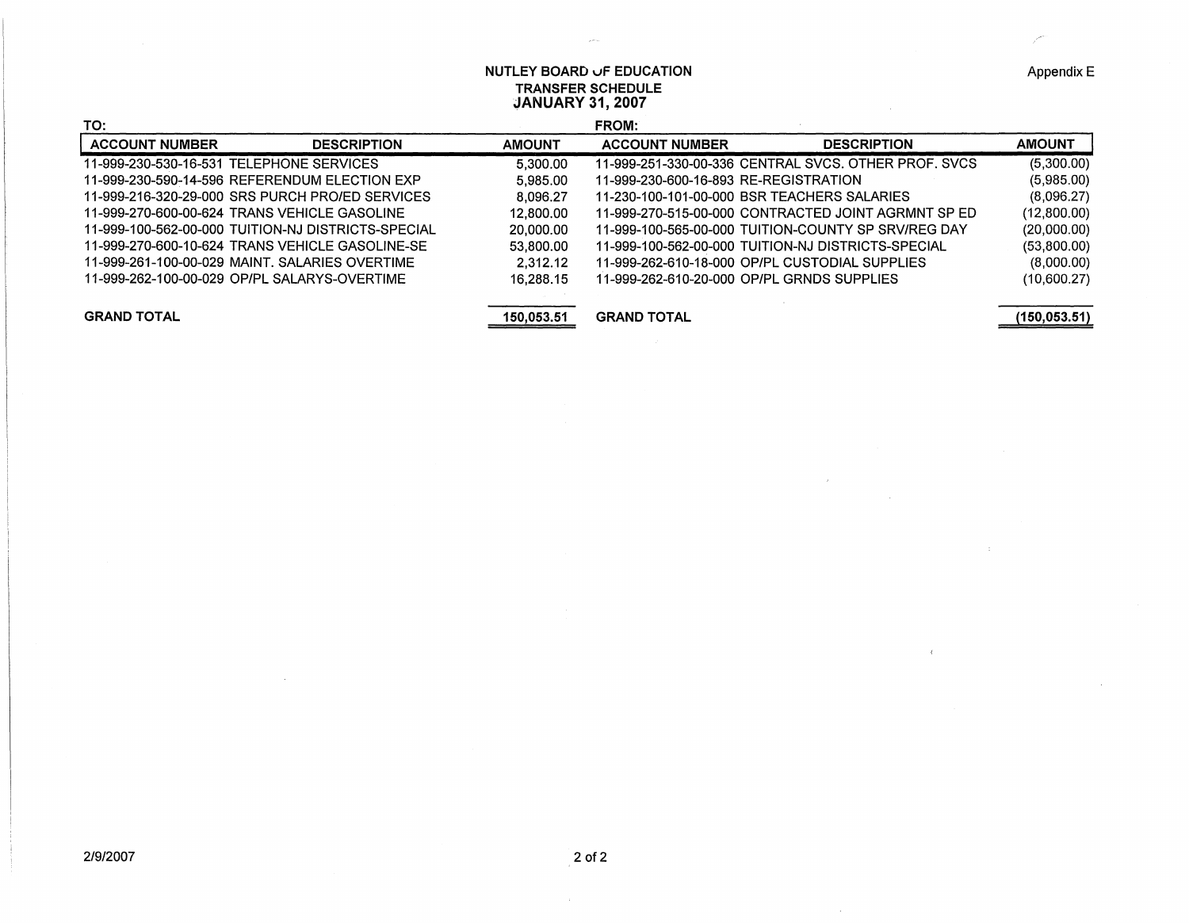NUTLEY BOARD OF EDUCATION
TRANSFER SCHEDULE
JANUARY 31, 2007

Appendix E

| TO: ACCOUNT NUMBER | DESCRIPTION | AMOUNT | FROM: ACCOUNT NUMBER | DESCRIPTION | AMOUNT |
|---|---|---|---|---|---|
| 11-999-230-530-16-531 | TELEPHONE SERVICES | 5,300.00 | 11-999-251-330-00-336 | CENTRAL SVCS. OTHER PROF. SVCS | (5,300.00) |
| 11-999-230-590-14-596 | REFERENDUM ELECTION EXP | 5,985.00 | 11-999-230-600-16-893 | RE-REGISTRATION | (5,985.00) |
| 11-999-216-320-29-000 | SRS PURCH PRO/ED SERVICES | 8,096.27 | 11-230-100-101-00-000 | BSR TEACHERS SALARIES | (8,096.27) |
| 11-999-270-600-00-624 | TRANS VEHICLE GASOLINE | 12,800.00 | 11-999-270-515-00-000 | CONTRACTED JOINT AGRMNT SP ED | (12,800.00) |
| 11-999-100-562-00-000 | TUITION-NJ DISTRICTS-SPECIAL | 20,000.00 | 11-999-100-565-00-000 | TUITION-COUNTY SP SRV/REG DAY | (20,000.00) |
| 11-999-270-600-10-624 | TRANS VEHICLE GASOLINE-SE | 53,800.00 | 11-999-100-562-00-000 | TUITION-NJ DISTRICTS-SPECIAL | (53,800.00) |
| 11-999-261-100-00-029 | MAINT. SALARIES OVERTIME | 2,312.12 | 11-999-262-610-18-000 | OP/PL CUSTODIAL SUPPLIES | (8,000.00) |
| 11-999-262-100-00-029 | OP/PL SALARYS-OVERTIME | 16,288.15 | 11-999-262-610-20-000 | OP/PL GRNDS SUPPLIES | (10,600.27) |
| **GRAND TOTAL** | | **150,053.51** | **GRAND TOTAL** | | **(150,053.51)** |

2/9/2007